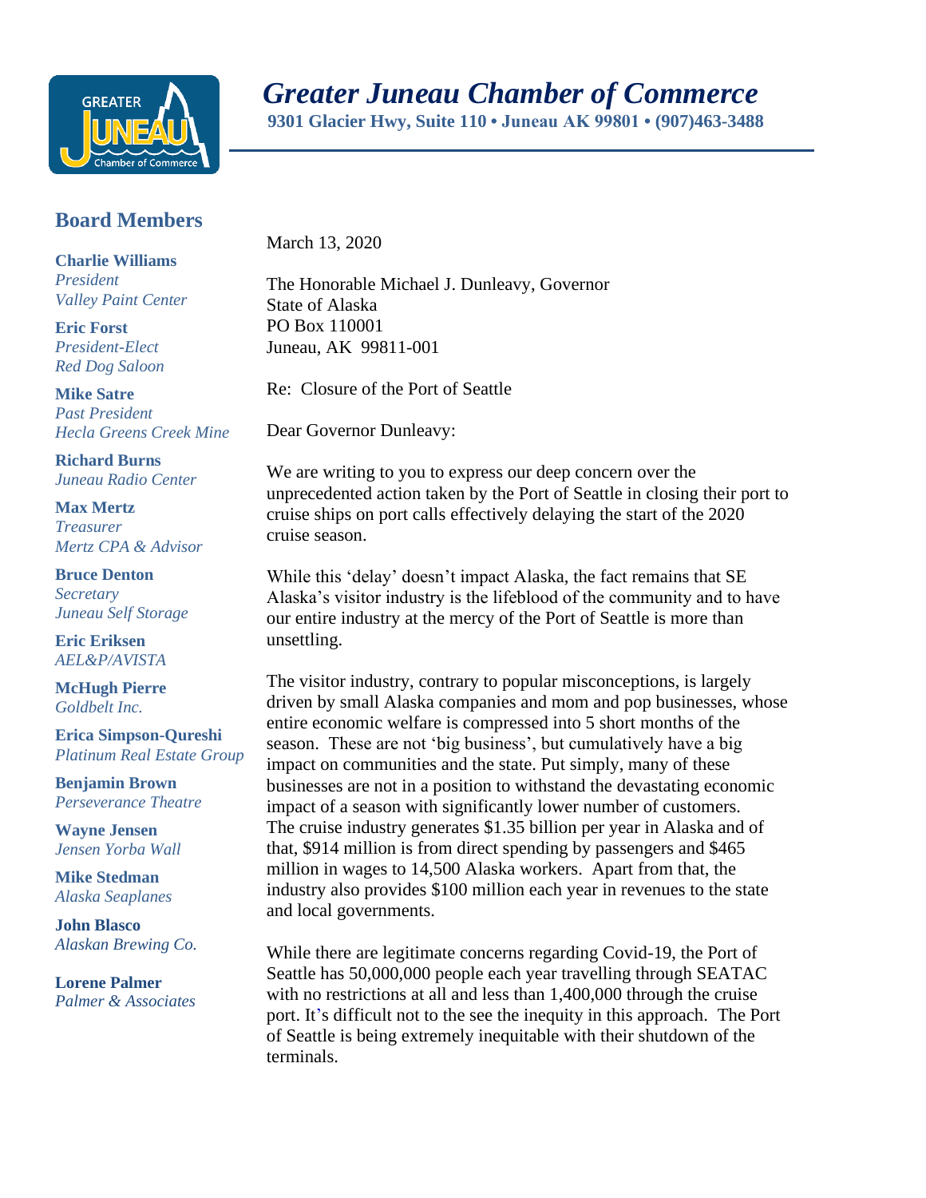# *Greater Juneau Chamber of Commerce*

**9301 Glacier Hwy, Suite 110 • Juneau AK 99801 • (907)463-3488**

## Board Members

**Charlie Williams**
*President*
*Valley Paint Center*

**Eric Forst**
*President-Elect*
*Red Dog Saloon*

**Mike Satre**
*Past President*
*Hecla Greens Creek Mine*

**Richard Burns**
*Juneau Radio Center*

**Max Mertz**
*Treasurer*
*Mertz CPA & Advisor*

**Bruce Denton**
*Secretary*
*Juneau Self Storage*

**Eric Eriksen**
*AEL&P/AVISTA*

**McHugh Pierre**
*Goldbelt Inc.*

**Erica Simpson-Qureshi**
*Platinum Real Estate Group*

**Benjamin Brown**
*Perseverance Theatre*

**Wayne Jensen**
*Jensen Yorba Wall*

**Mike Stedman**
*Alaska Seaplanes*

**John Blasco**
*Alaskan Brewing Co.*

**Lorene Palmer**
*Palmer & Associates*

March 13, 2020

The Honorable Michael J. Dunleavy, Governor
State of Alaska
PO Box 110001
Juneau, AK 99811-001

Re: Closure of the Port of Seattle

Dear Governor Dunleavy:

We are writing to you to express our deep concern over the unprecedented action taken by the Port of Seattle in closing their port to cruise ships on port calls effectively delaying the start of the 2020 cruise season.

While this 'delay' doesn't impact Alaska, the fact remains that SE Alaska's visitor industry is the lifeblood of the community and to have our entire industry at the mercy of the Port of Seattle is more than unsettling.

The visitor industry, contrary to popular misconceptions, is largely driven by small Alaska companies and mom and pop businesses, whose entire economic welfare is compressed into 5 short months of the season. These are not 'big business', but cumulatively have a big impact on communities and the state. Put simply, many of these businesses are not in a position to withstand the devastating economic impact of a season with significantly lower number of customers. The cruise industry generates $1.35 billion per year in Alaska and of that, $914 million is from direct spending by passengers and $465 million in wages to 14,500 Alaska workers. Apart from that, the industry also provides $100 million each year in revenues to the state and local governments.

While there are legitimate concerns regarding Covid-19, the Port of Seattle has 50,000,000 people each year travelling through SEATAC with no restrictions at all and less than 1,400,000 through the cruise port. It's difficult not to the see the inequity in this approach. The Port of Seattle is being extremely inequitable with their shutdown of the terminals.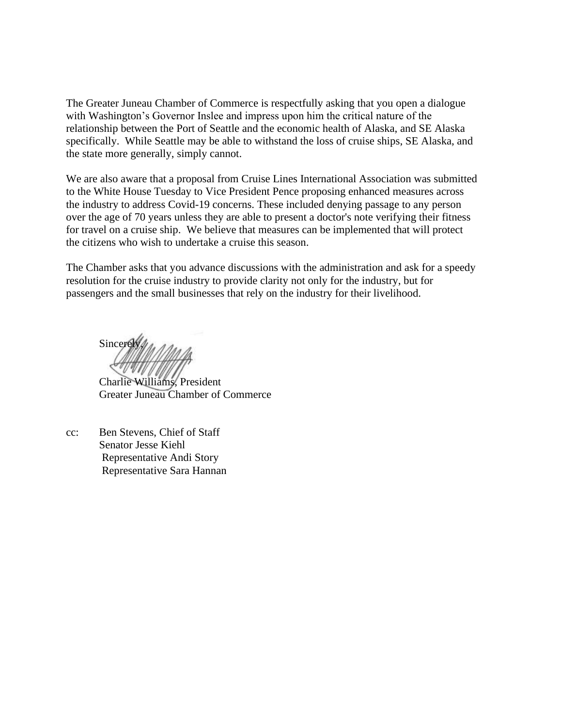The Greater Juneau Chamber of Commerce is respectfully asking that you open a dialogue with Washington's Governor Inslee and impress upon him the critical nature of the relationship between the Port of Seattle and the economic health of Alaska, and SE Alaska specifically. While Seattle may be able to withstand the loss of cruise ships, SE Alaska, and the state more generally, simply cannot.

We are also aware that a proposal from Cruise Lines International Association was submitted to the White House Tuesday to Vice President Pence proposing enhanced measures across the industry to address Covid-19 concerns. These included denying passage to any person over the age of 70 years unless they are able to present a doctor's note verifying their fitness for travel on a cruise ship. We believe that measures can be implemented that will protect the citizens who wish to undertake a cruise this season.

The Chamber asks that you advance discussions with the administration and ask for a speedy resolution for the cruise industry to provide clarity not only for the industry, but for passengers and the small businesses that rely on the industry for their livelihood.

Sincerely,

Charlie Williams, President
Greater Juneau Chamber of Commerce

cc: Ben Stevens, Chief of Staff
Senator Jesse Kiehl
Representative Andi Story
Representative Sara Hannan